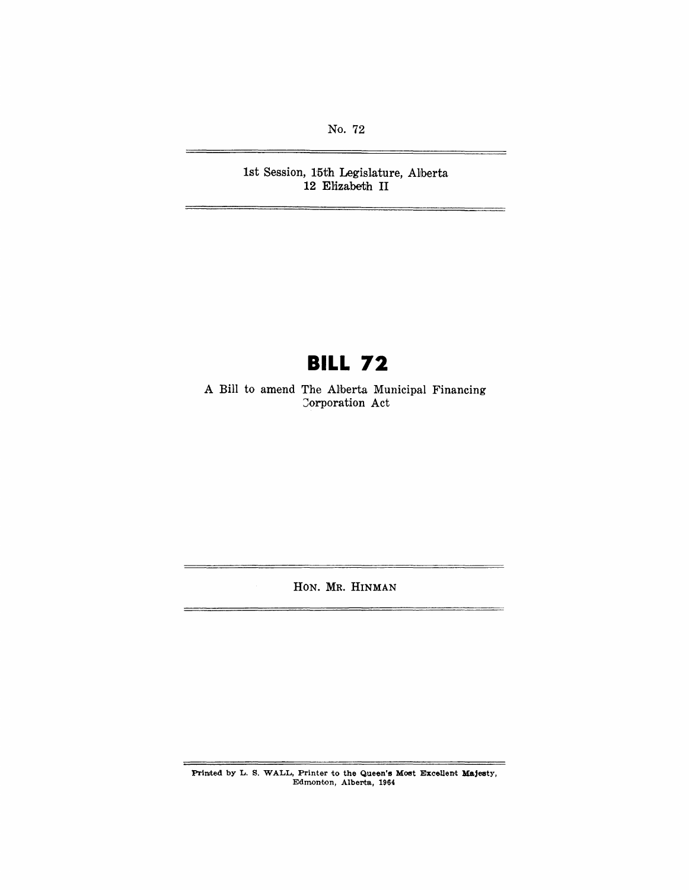No. 72

1st Session, 15th Legislature, Alberta
12 Elizabeth II

# BILL 72

A Bill to amend The Alberta Municipal Financing Corporation Act

HON. MR. HINMAN

Printed by L. S. WALL, Printer to the Queen's Most Excellent Majesty, Edmonton, Alberta, 1964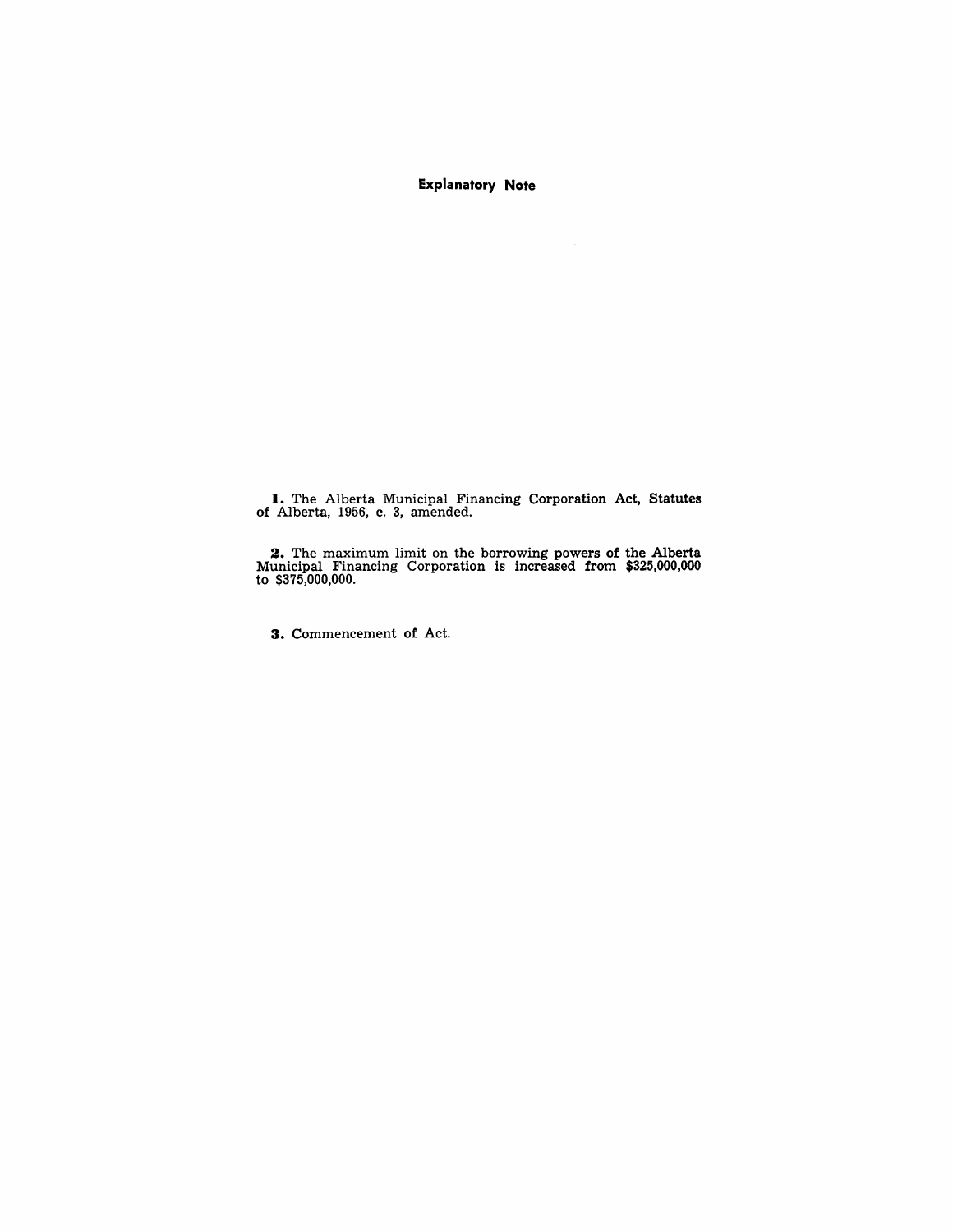## Explanatory Note

**1.** The Alberta Municipal Financing Corporation Act, Statutes of Alberta, 1956, c. 3, amended.

**2.** The maximum limit on the borrowing powers of the Alberta Municipal Financing Corporation is increased from $325,000,000 to $375,000,000.

**3.** Commencement of Act.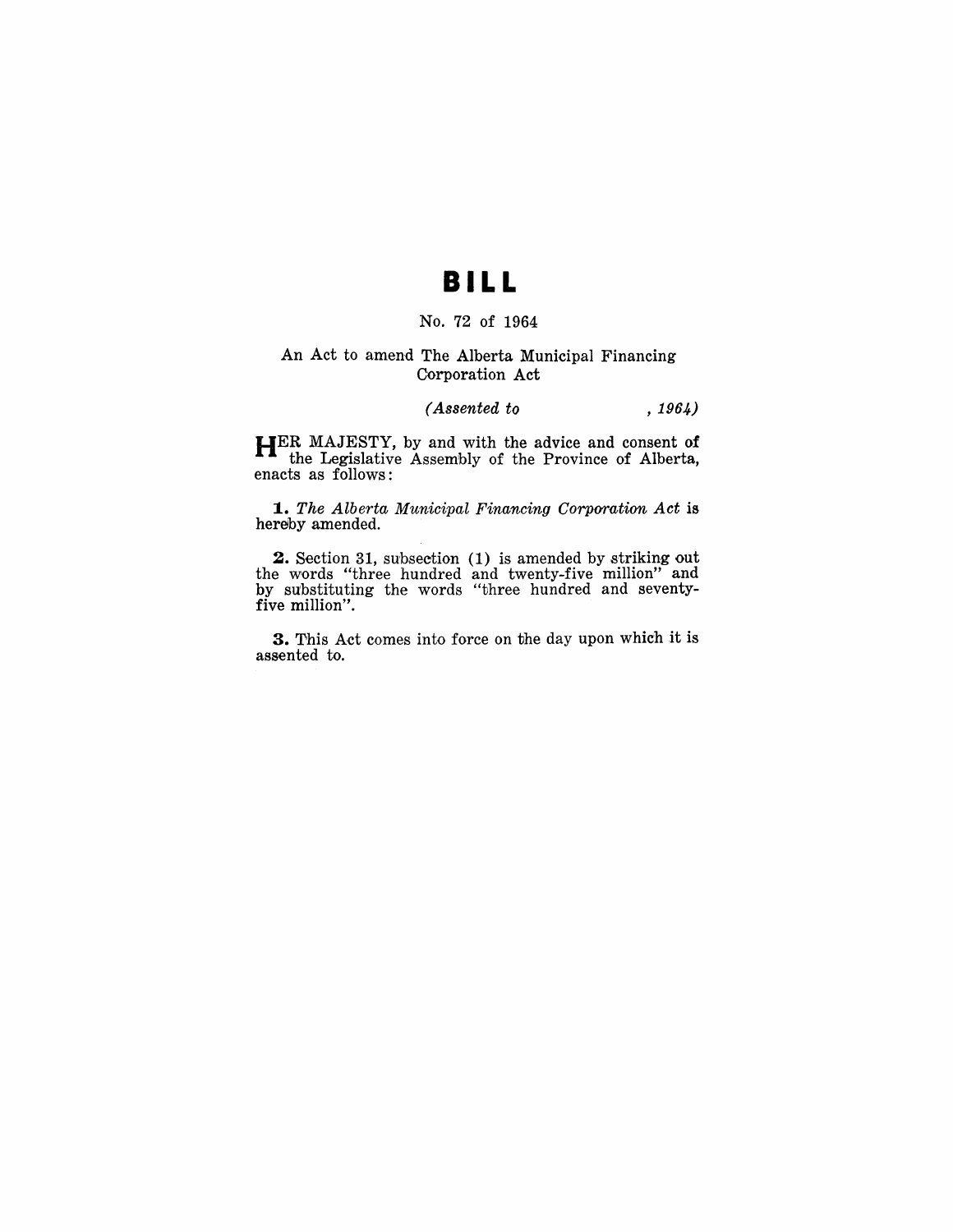# BILL

No. 72 of 1964

An Act to amend The Alberta Municipal Financing Corporation Act

*(Assented to , 1964)*

HER MAJESTY, by and with the advice and consent of the Legislative Assembly of the Province of Alberta, enacts as follows:

**1.** *The Alberta Municipal Financing Corporation Act* is hereby amended.

**2.** Section 31, subsection (1) is amended by striking out the words "three hundred and twenty-five million" and by substituting the words "three hundred and seventy-five million".

**3.** This Act comes into force on the day upon which it is assented to.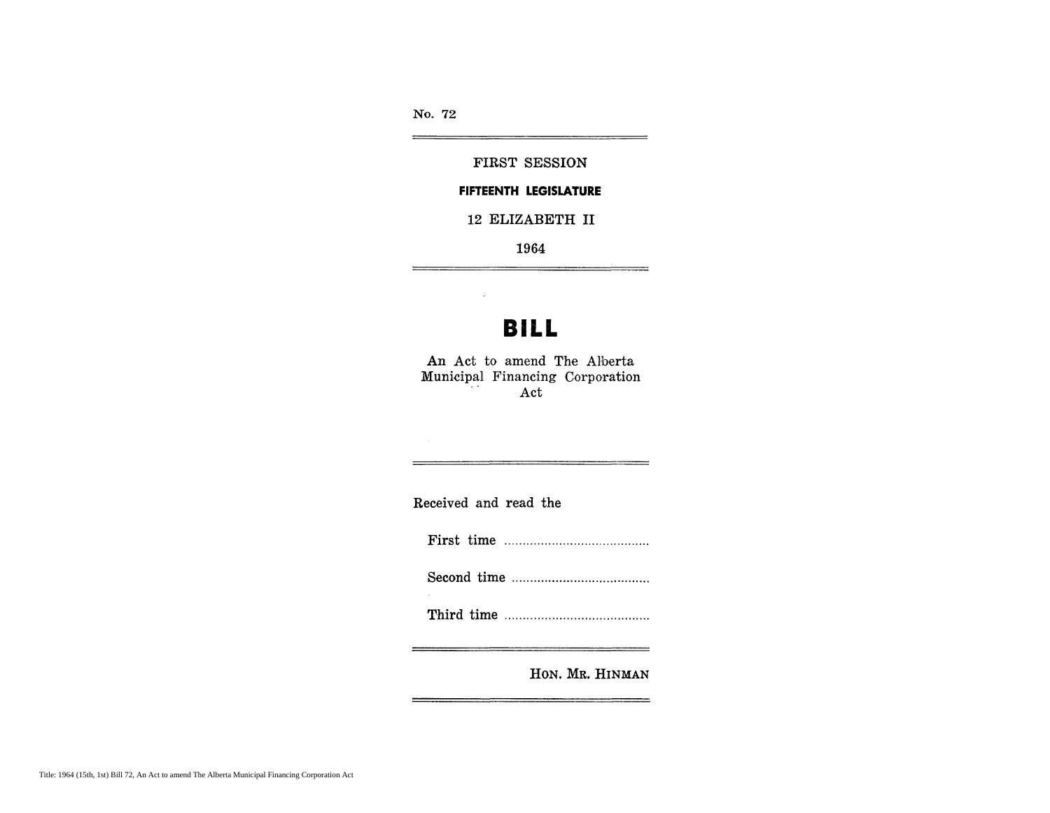No. 72

FIRST SESSION

**FIFTEENTH LEGISLATURE**

12 ELIZABETH II

1964

# BILL

An Act to amend The Alberta Municipal Financing Corporation Act

Received and read the

First time ........................................

Second time ......................................

Third time ........................................

HON. MR. HINMAN

Title: 1964 (15th, 1st) Bill 72, An Act to amend The Alberta Municipal Financing Corporation Act